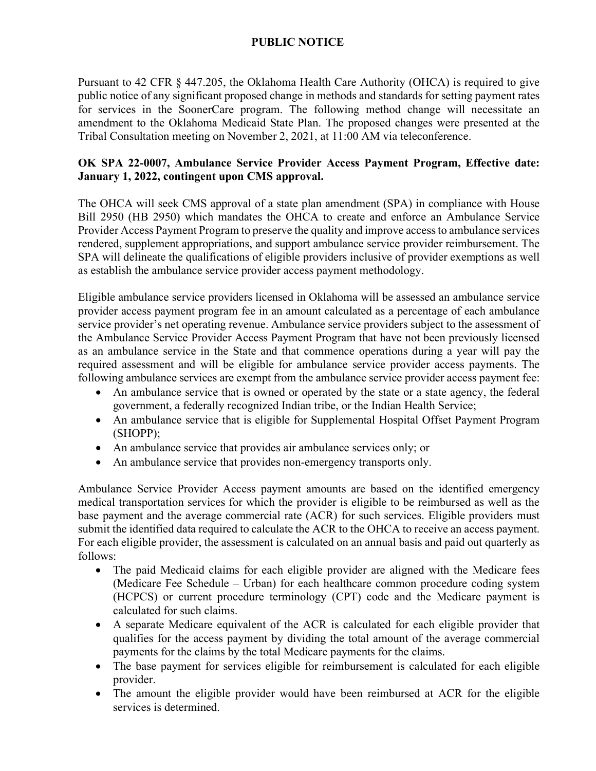# PUBLIC NOTICE

Pursuant to 42 CFR § 447.205, the Oklahoma Health Care Authority (OHCA) is required to give public notice of any significant proposed change in methods and standards for setting payment rates for services in the SoonerCare program. The following method change will necessitate an amendment to the Oklahoma Medicaid State Plan. The proposed changes were presented at the Tribal Consultation meeting on November 2, 2021, at 11:00 AM via teleconference.

**OK SPA 22-0007, Ambulance Service Provider Access Payment Program, Effective date: January 1, 2022, contingent upon CMS approval.**

The OHCA will seek CMS approval of a state plan amendment (SPA) in compliance with House Bill 2950 (HB 2950) which mandates the OHCA to create and enforce an Ambulance Service Provider Access Payment Program to preserve the quality and improve access to ambulance services rendered, supplement appropriations, and support ambulance service provider reimbursement. The SPA will delineate the qualifications of eligible providers inclusive of provider exemptions as well as establish the ambulance service provider access payment methodology.

Eligible ambulance service providers licensed in Oklahoma will be assessed an ambulance service provider access payment program fee in an amount calculated as a percentage of each ambulance service provider's net operating revenue. Ambulance service providers subject to the assessment of the Ambulance Service Provider Access Payment Program that have not been previously licensed as an ambulance service in the State and that commence operations during a year will pay the required assessment and will be eligible for ambulance service provider access payments. The following ambulance services are exempt from the ambulance service provider access payment fee:

- An ambulance service that is owned or operated by the state or a state agency, the federal government, a federally recognized Indian tribe, or the Indian Health Service;
- An ambulance service that is eligible for Supplemental Hospital Offset Payment Program (SHOPP);
- An ambulance service that provides air ambulance services only; or
- An ambulance service that provides non-emergency transports only.

Ambulance Service Provider Access payment amounts are based on the identified emergency medical transportation services for which the provider is eligible to be reimbursed as well as the base payment and the average commercial rate (ACR) for such services. Eligible providers must submit the identified data required to calculate the ACR to the OHCA to receive an access payment. For each eligible provider, the assessment is calculated on an annual basis and paid out quarterly as follows:

- The paid Medicaid claims for each eligible provider are aligned with the Medicare fees (Medicare Fee Schedule – Urban) for each healthcare common procedure coding system (HCPCS) or current procedure terminology (CPT) code and the Medicare payment is calculated for such claims.
- A separate Medicare equivalent of the ACR is calculated for each eligible provider that qualifies for the access payment by dividing the total amount of the average commercial payments for the claims by the total Medicare payments for the claims.
- The base payment for services eligible for reimbursement is calculated for each eligible provider.
- The amount the eligible provider would have been reimbursed at ACR for the eligible services is determined.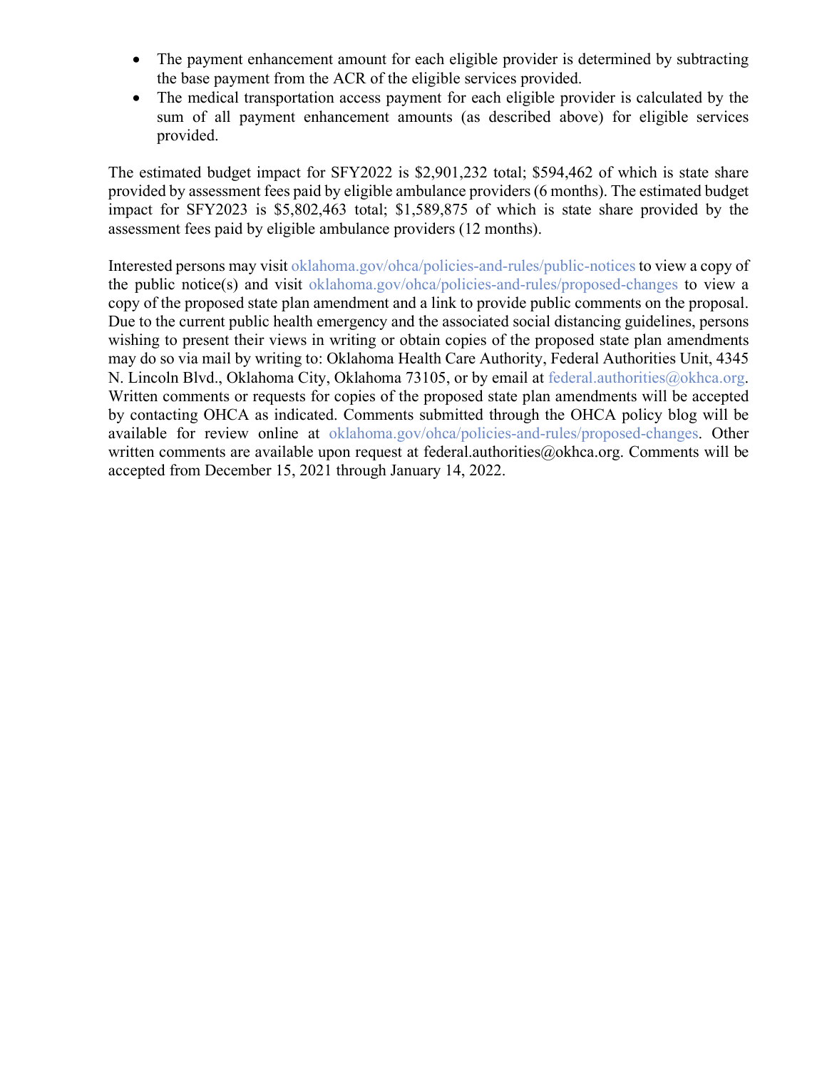- The payment enhancement amount for each eligible provider is determined by subtracting the base payment from the ACR of the eligible services provided.
- The medical transportation access payment for each eligible provider is calculated by the sum of all payment enhancement amounts (as described above) for eligible services provided.

The estimated budget impact for SFY2022 is $2,901,232 total; $594,462 of which is state share provided by assessment fees paid by eligible ambulance providers (6 months). The estimated budget impact for SFY2023 is $5,802,463 total; $1,589,875 of which is state share provided by the assessment fees paid by eligible ambulance providers (12 months).

Interested persons may visit oklahoma.gov/ohca/policies-and-rules/public-notices to view a copy of the public notice(s) and visit oklahoma.gov/ohca/policies-and-rules/proposed-changes to view a copy of the proposed state plan amendment and a link to provide public comments on the proposal. Due to the current public health emergency and the associated social distancing guidelines, persons wishing to present their views in writing or obtain copies of the proposed state plan amendments may do so via mail by writing to: Oklahoma Health Care Authority, Federal Authorities Unit, 4345 N. Lincoln Blvd., Oklahoma City, Oklahoma 73105, or by email at federal.authorities@okhca.org. Written comments or requests for copies of the proposed state plan amendments will be accepted by contacting OHCA as indicated. Comments submitted through the OHCA policy blog will be available for review online at oklahoma.gov/ohca/policies-and-rules/proposed-changes. Other written comments are available upon request at federal.authorities@okhca.org. Comments will be accepted from December 15, 2021 through January 14, 2022.